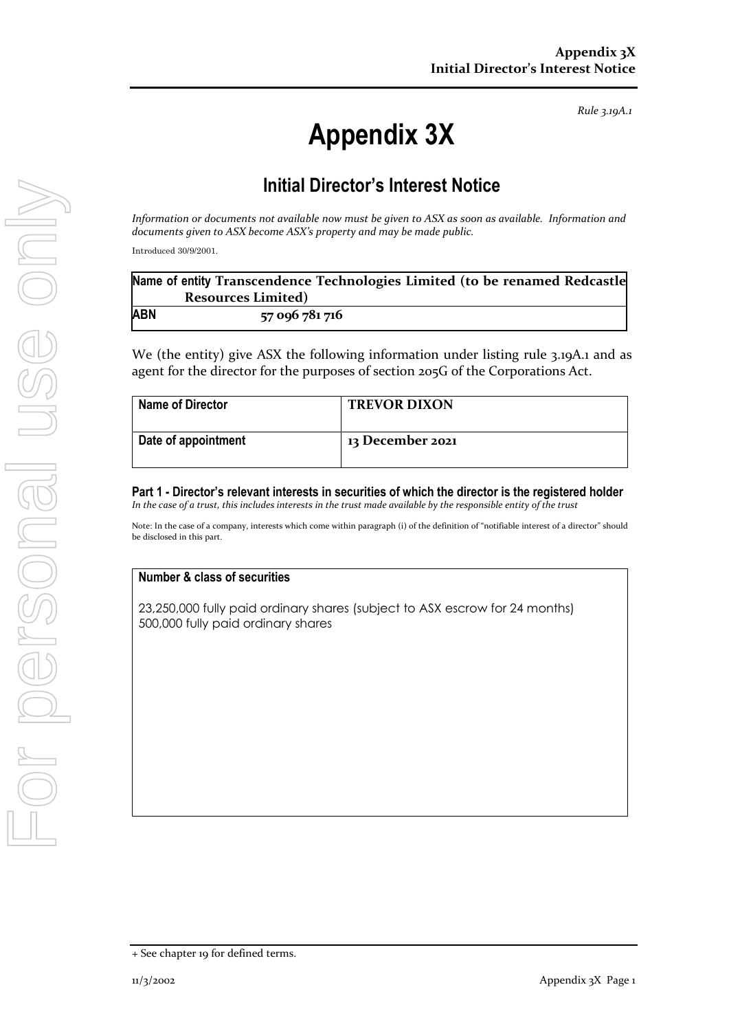*Rule 3.19A.1*

# Appendix 3X

## Initial Director's Interest Notice

*Information or documents not available now must be given to ASX as soon as available. Information and documents given to ASX become ASX's property and may be made public.*

Introduced 30/9/2001.

| | |
|---|---|
| **Name of entity** | **Transcendence Technologies Limited (to be renamed Redcastle Resources Limited)** |
| **ABN** | **57 096 781 716** |

We (the entity) give ASX the following information under listing rule 3.19A.1 and as agent for the director for the purposes of section 205G of the Corporations Act.

| | |
|---|---|
| **Name of Director** | **TREVOR DIXON** |
| **Date of appointment** | **13 December 2021** |

### Part 1 - Director's relevant interests in securities of which the director is the registered holder

*In the case of a trust, this includes interests in the trust made available by the responsible entity of the trust*

Note: In the case of a company, interests which come within paragraph (i) of the definition of "notifiable interest of a director" should be disclosed in this part.

| **Number & class of securities** |
|---|
| 23,250,000 fully paid ordinary shares (subject to ASX escrow for 24 months)<br>500,000 fully paid ordinary shares |

+ See chapter 19 for defined terms.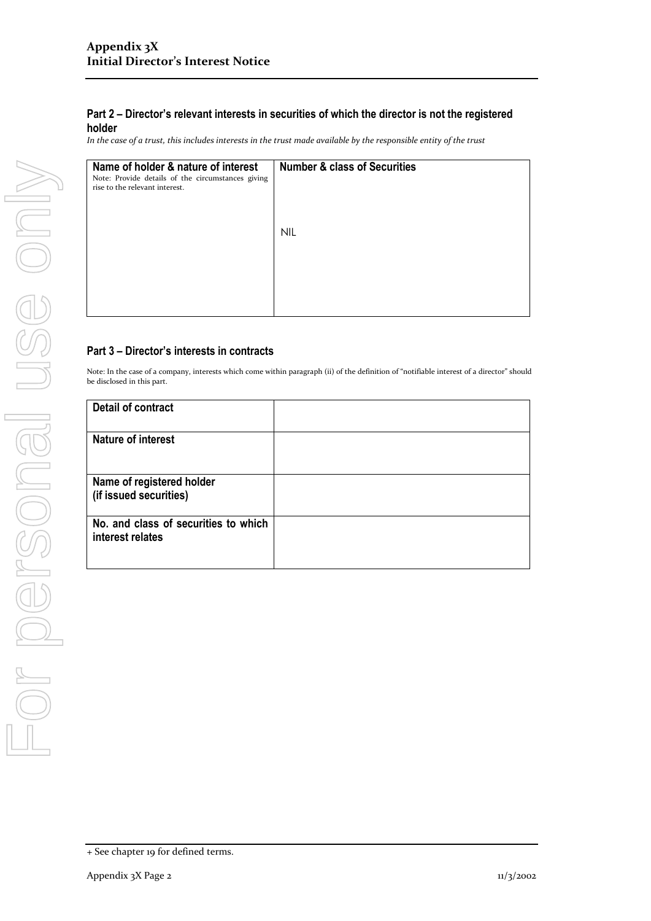## Part 2 – Director's relevant interests in securities of which the director is not the registered holder

*In the case of a trust, this includes interests in the trust made available by the responsible entity of the trust*

| **Name of holder & nature of interest**<br>Note: Provide details of the circumstances giving rise to the relevant interest. | **Number & class of Securities** |
|---|---|
| | NIL |

## Part 3 – Director's interests in contracts

Note: In the case of a company, interests which come within paragraph (ii) of the definition of "notifiable interest of a director" should be disclosed in this part.

| | |
|---|---|
| **Detail of contract** | |
| **Nature of interest** | |
| **Name of registered holder (if issued securities)** | |
| **No. and class of securities to which interest relates** | |

+ See chapter 19 for defined terms.